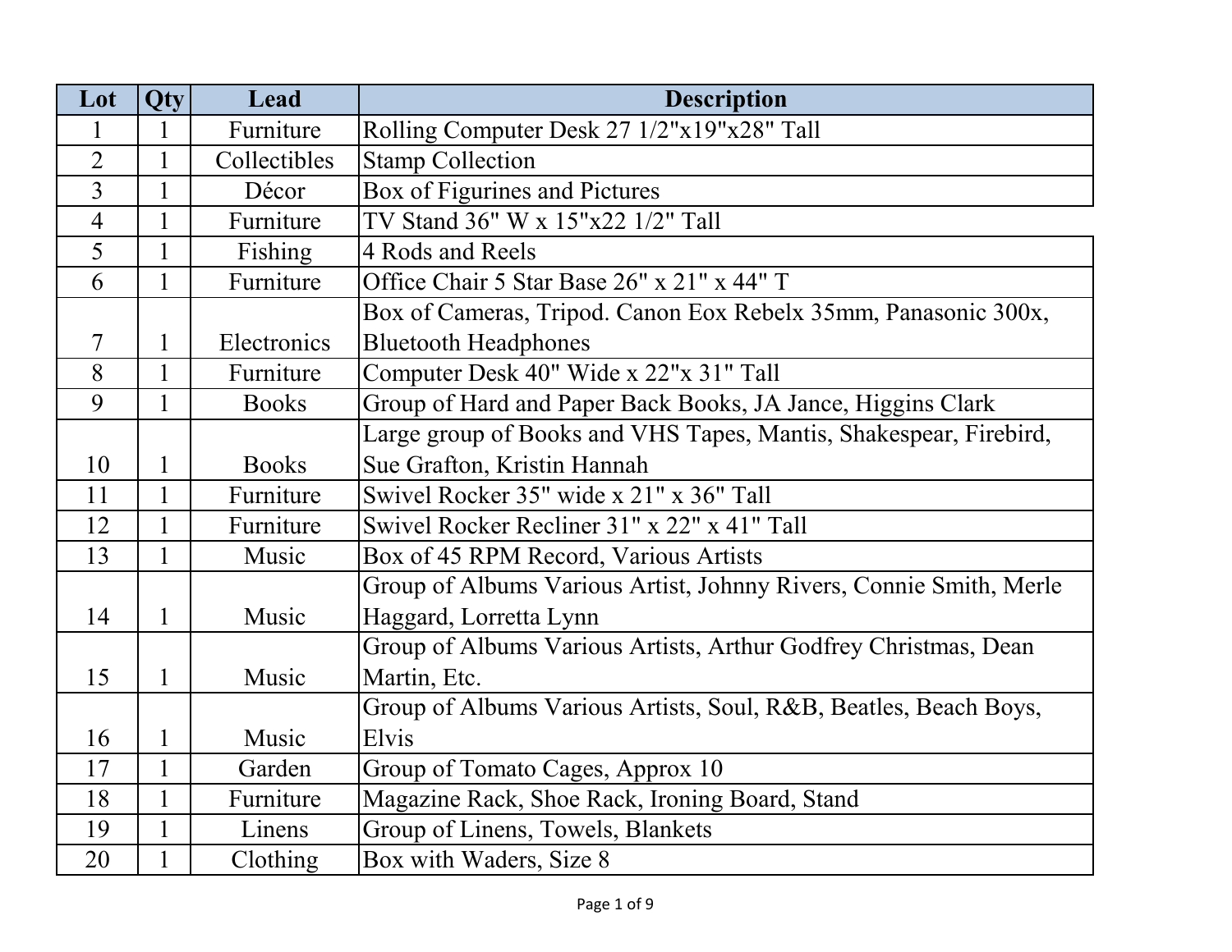| Lot | Qty | Lead | Description |
|---|---|---|---|
| 1 | 1 | Furniture | Rolling Computer Desk 27 1/2"x19"x28" Tall |
| 2 | 1 | Collectibles | Stamp Collection |
| 3 | 1 | Décor | Box of Figurines and Pictures |
| 4 | 1 | Furniture | TV Stand 36" W x 15"x22 1/2" Tall |
| 5 | 1 | Fishing | 4 Rods and Reels |
| 6 | 1 | Furniture | Office Chair 5 Star Base 26" x 21" x 44" T |
| 7 | 1 | Electronics | Box of Cameras, Tripod. Canon Eox Rebelx 35mm, Panasonic 300x, Bluetooth Headphones |
| 8 | 1 | Furniture | Computer Desk 40" Wide x 22"x 31" Tall |
| 9 | 1 | Books | Group of Hard and Paper Back Books, JA Jance, Higgins Clark |
| 10 | 1 | Books | Large group of Books and VHS Tapes, Mantis, Shakespear, Firebird, Sue Grafton, Kristin Hannah |
| 11 | 1 | Furniture | Swivel Rocker 35" wide x 21" x 36" Tall |
| 12 | 1 | Furniture | Swivel Rocker Recliner 31" x 22" x 41" Tall |
| 13 | 1 | Music | Box of 45 RPM Record, Various Artists |
| 14 | 1 | Music | Group of Albums Various Artist, Johnny Rivers, Connie Smith, Merle Haggard, Lorretta Lynn |
| 15 | 1 | Music | Group of Albums Various Artists, Arthur Godfrey Christmas, Dean Martin, Etc. |
| 16 | 1 | Music | Group of Albums Various Artists, Soul, R&B, Beatles, Beach Boys, Elvis |
| 17 | 1 | Garden | Group of Tomato Cages, Approx 10 |
| 18 | 1 | Furniture | Magazine Rack, Shoe Rack, Ironing Board, Stand |
| 19 | 1 | Linens | Group of Linens, Towels, Blankets |
| 20 | 1 | Clothing | Box with Waders, Size 8 |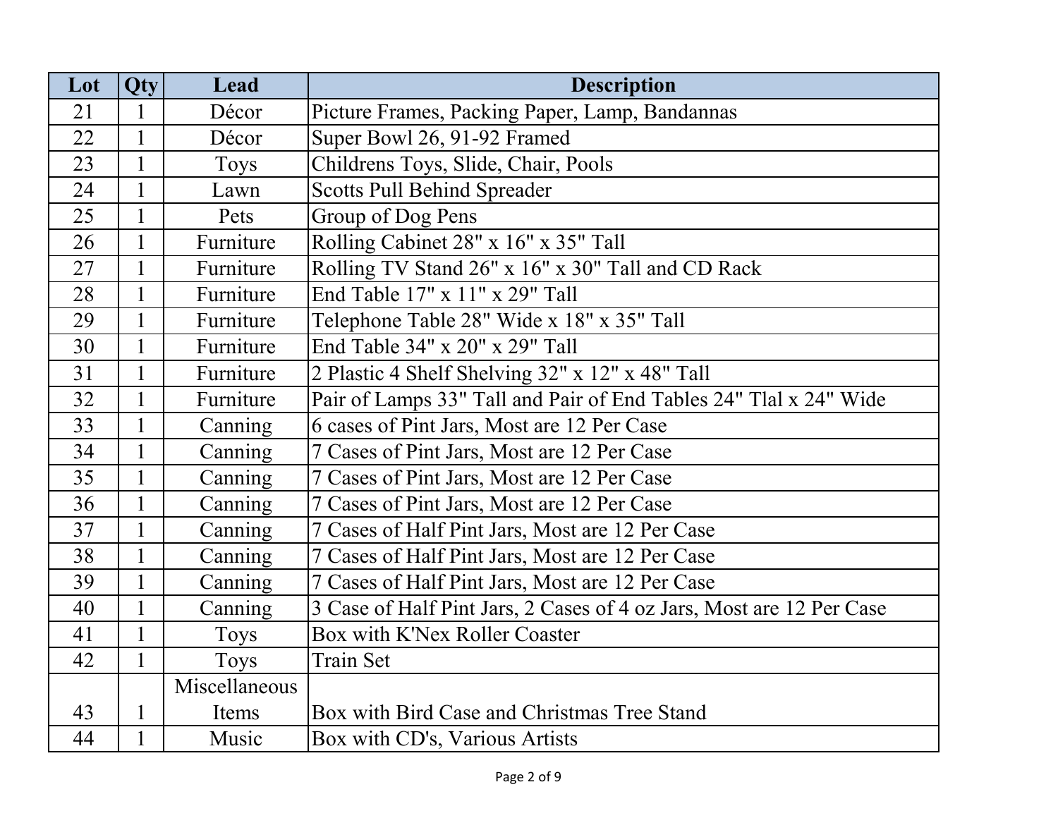| Lot | Qty | Lead | Description |
|---|---|---|---|
| 21 | 1 | Décor | Picture Frames, Packing Paper, Lamp, Bandannas |
| 22 | 1 | Décor | Super Bowl 26, 91-92 Framed |
| 23 | 1 | Toys | Childrens Toys, Slide, Chair, Pools |
| 24 | 1 | Lawn | Scotts Pull Behind Spreader |
| 25 | 1 | Pets | Group of Dog Pens |
| 26 | 1 | Furniture | Rolling Cabinet 28" x 16" x 35" Tall |
| 27 | 1 | Furniture | Rolling TV Stand 26" x 16" x 30" Tall and CD Rack |
| 28 | 1 | Furniture | End Table 17" x 11" x 29" Tall |
| 29 | 1 | Furniture | Telephone Table 28" Wide x 18" x 35" Tall |
| 30 | 1 | Furniture | End Table 34" x 20" x 29" Tall |
| 31 | 1 | Furniture | 2 Plastic 4 Shelf Shelving 32" x 12" x 48" Tall |
| 32 | 1 | Furniture | Pair of Lamps 33" Tall and Pair of End Tables 24" Tlal x 24" Wide |
| 33 | 1 | Canning | 6 cases of Pint Jars, Most are 12 Per Case |
| 34 | 1 | Canning | 7 Cases of Pint Jars, Most are 12 Per Case |
| 35 | 1 | Canning | 7 Cases of Pint Jars, Most are 12 Per Case |
| 36 | 1 | Canning | 7 Cases of Pint Jars, Most are 12 Per Case |
| 37 | 1 | Canning | 7 Cases of Half Pint Jars, Most are 12 Per Case |
| 38 | 1 | Canning | 7 Cases of Half Pint Jars, Most are 12 Per Case |
| 39 | 1 | Canning | 7 Cases of Half Pint Jars, Most are 12 Per Case |
| 40 | 1 | Canning | 3 Case of Half Pint Jars, 2 Cases of 4 oz Jars, Most are 12 Per Case |
| 41 | 1 | Toys | Box with K'Nex Roller Coaster |
| 42 | 1 | Toys | Train Set |
| 43 | 1 | Miscellaneous Items | Box with Bird Case and Christmas Tree Stand |
| 44 | 1 | Music | Box with CD's, Various Artists |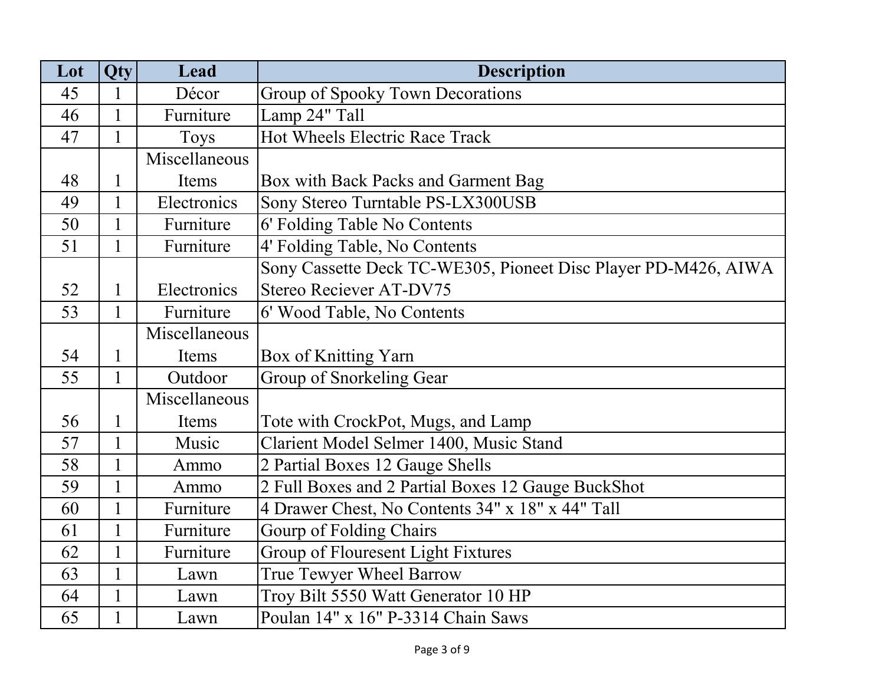| Lot | Qty | Lead | Description |
|---|---|---|---|
| 45 | 1 | Décor | Group of Spooky Town Decorations |
| 46 | 1 | Furniture | Lamp 24" Tall |
| 47 | 1 | Toys | Hot Wheels Electric Race Track |
| 48 | 1 | Miscellaneous Items | Box with Back Packs and Garment Bag |
| 49 | 1 | Electronics | Sony Stereo Turntable PS-LX300USB |
| 50 | 1 | Furniture | 6' Folding Table No Contents |
| 51 | 1 | Furniture | 4' Folding Table, No Contents |
| 52 | 1 | Electronics | Sony Cassette Deck TC-WE305, Pioneet Disc Player PD-M426, AIWA Stereo Reciever AT-DV75 |
| 53 | 1 | Furniture | 6' Wood Table, No Contents |
| 54 | 1 | Miscellaneous Items | Box of Knitting Yarn |
| 55 | 1 | Outdoor | Group of Snorkeling Gear |
| 56 | 1 | Miscellaneous Items | Tote with CrockPot, Mugs, and Lamp |
| 57 | 1 | Music | Clarient Model Selmer 1400, Music Stand |
| 58 | 1 | Ammo | 2 Partial Boxes 12 Gauge Shells |
| 59 | 1 | Ammo | 2 Full Boxes and 2 Partial Boxes 12 Gauge BuckShot |
| 60 | 1 | Furniture | 4 Drawer Chest, No Contents 34" x 18" x 44" Tall |
| 61 | 1 | Furniture | Gourp of Folding Chairs |
| 62 | 1 | Furniture | Group of Flouresent Light Fixtures |
| 63 | 1 | Lawn | True Tewyer Wheel Barrow |
| 64 | 1 | Lawn | Troy Bilt 5550 Watt Generator 10 HP |
| 65 | 1 | Lawn | Poulan 14" x 16" P-3314 Chain Saws |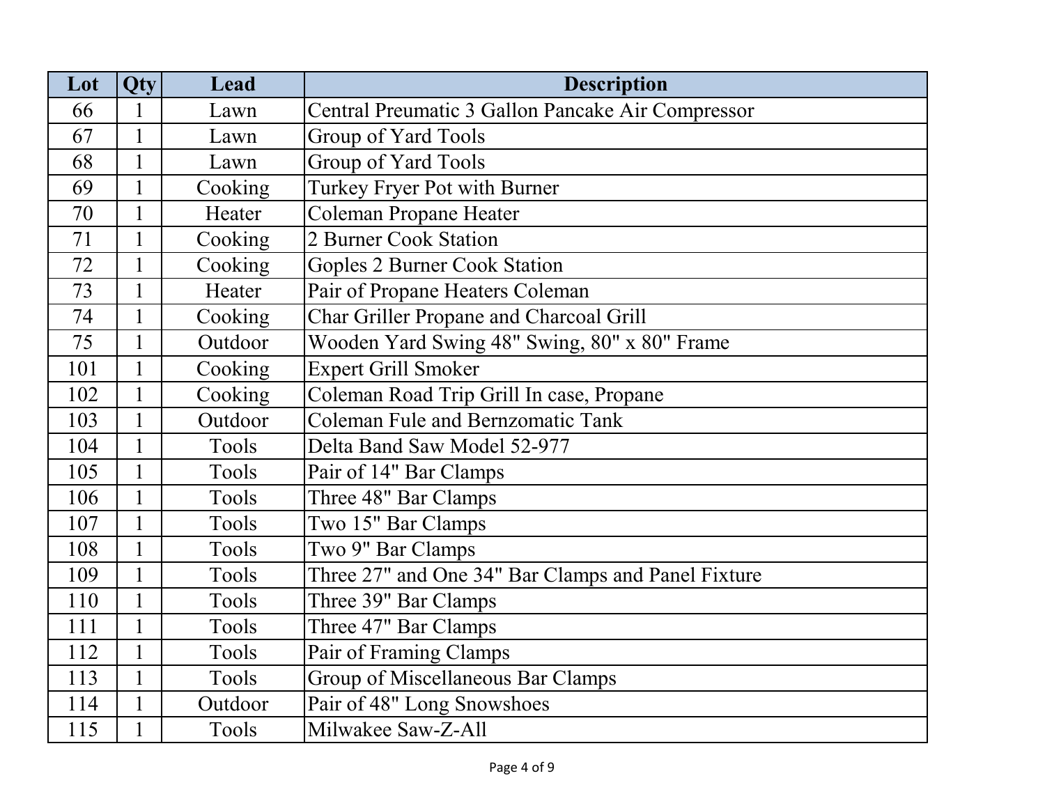| Lot | Qty | Lead | Description |
|---|---|---|---|
| 66 | 1 | Lawn | Central Preumatic 3 Gallon Pancake Air Compressor |
| 67 | 1 | Lawn | Group of Yard Tools |
| 68 | 1 | Lawn | Group of Yard Tools |
| 69 | 1 | Cooking | Turkey Fryer Pot with Burner |
| 70 | 1 | Heater | Coleman Propane Heater |
| 71 | 1 | Cooking | 2 Burner Cook Station |
| 72 | 1 | Cooking | Goples 2 Burner Cook Station |
| 73 | 1 | Heater | Pair of Propane Heaters Coleman |
| 74 | 1 | Cooking | Char Griller Propane and Charcoal Grill |
| 75 | 1 | Outdoor | Wooden Yard Swing 48" Swing, 80" x 80" Frame |
| 101 | 1 | Cooking | Expert Grill Smoker |
| 102 | 1 | Cooking | Coleman Road Trip Grill In case, Propane |
| 103 | 1 | Outdoor | Coleman Fule and Bernzomatic Tank |
| 104 | 1 | Tools | Delta Band Saw Model 52-977 |
| 105 | 1 | Tools | Pair of 14" Bar Clamps |
| 106 | 1 | Tools | Three 48" Bar Clamps |
| 107 | 1 | Tools | Two 15" Bar Clamps |
| 108 | 1 | Tools | Two 9" Bar Clamps |
| 109 | 1 | Tools | Three 27" and One 34" Bar Clamps and Panel Fixture |
| 110 | 1 | Tools | Three 39" Bar Clamps |
| 111 | 1 | Tools | Three 47" Bar Clamps |
| 112 | 1 | Tools | Pair of Framing Clamps |
| 113 | 1 | Tools | Group of Miscellaneous Bar Clamps |
| 114 | 1 | Outdoor | Pair of 48" Long Snowshoes |
| 115 | 1 | Tools | Milwakee Saw-Z-All |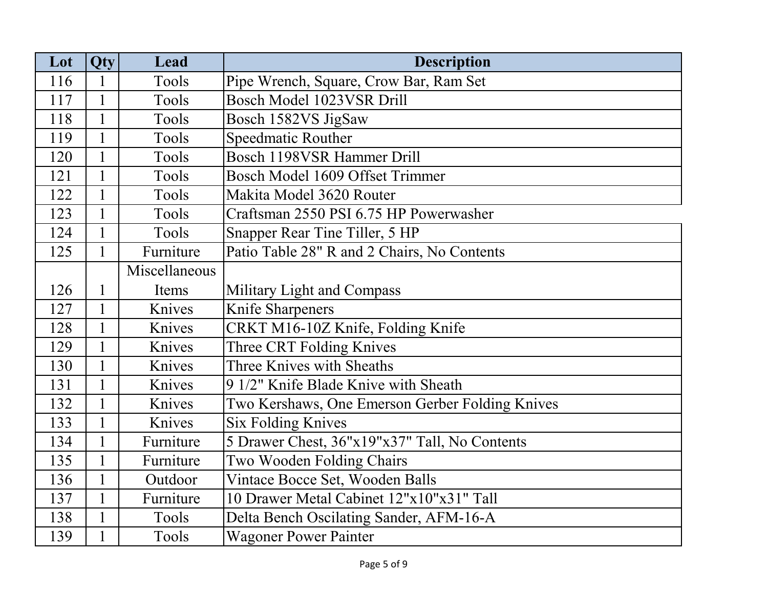| Lot | Qty | Lead | Description |
| --- | --- | --- | --- |
| 116 | 1 | Tools | Pipe Wrench, Square, Crow Bar, Ram Set |
| 117 | 1 | Tools | Bosch Model 1023VSR Drill |
| 118 | 1 | Tools | Bosch 1582VS JigSaw |
| 119 | 1 | Tools | Speedmatic Routher |
| 120 | 1 | Tools | Bosch 1198VSR Hammer Drill |
| 121 | 1 | Tools | Bosch Model 1609 Offset Trimmer |
| 122 | 1 | Tools | Makita Model 3620 Router |
| 123 | 1 | Tools | Craftsman 2550 PSI 6.75 HP Powerwasher |
| 124 | 1 | Tools | Snapper Rear Tine Tiller, 5 HP |
| 125 | 1 | Furniture | Patio Table 28" R and 2 Chairs, No Contents |
| 126 | 1 | Miscellaneous Items | Military Light and Compass |
| 127 | 1 | Knives | Knife Sharpeners |
| 128 | 1 | Knives | CRKT M16-10Z Knife, Folding Knife |
| 129 | 1 | Knives | Three CRT Folding Knives |
| 130 | 1 | Knives | Three Knives with Sheaths |
| 131 | 1 | Knives | 9 1/2" Knife Blade Knive with Sheath |
| 132 | 1 | Knives | Two Kershaws, One Emerson Gerber Folding Knives |
| 133 | 1 | Knives | Six Folding Knives |
| 134 | 1 | Furniture | 5 Drawer Chest, 36"x19"x37" Tall, No Contents |
| 135 | 1 | Furniture | Two Wooden Folding Chairs |
| 136 | 1 | Outdoor | Vintace Bocce Set, Wooden Balls |
| 137 | 1 | Furniture | 10 Drawer Metal Cabinet 12"x10"x31" Tall |
| 138 | 1 | Tools | Delta Bench Oscilating Sander, AFM-16-A |
| 139 | 1 | Tools | Wagoner Power Painter |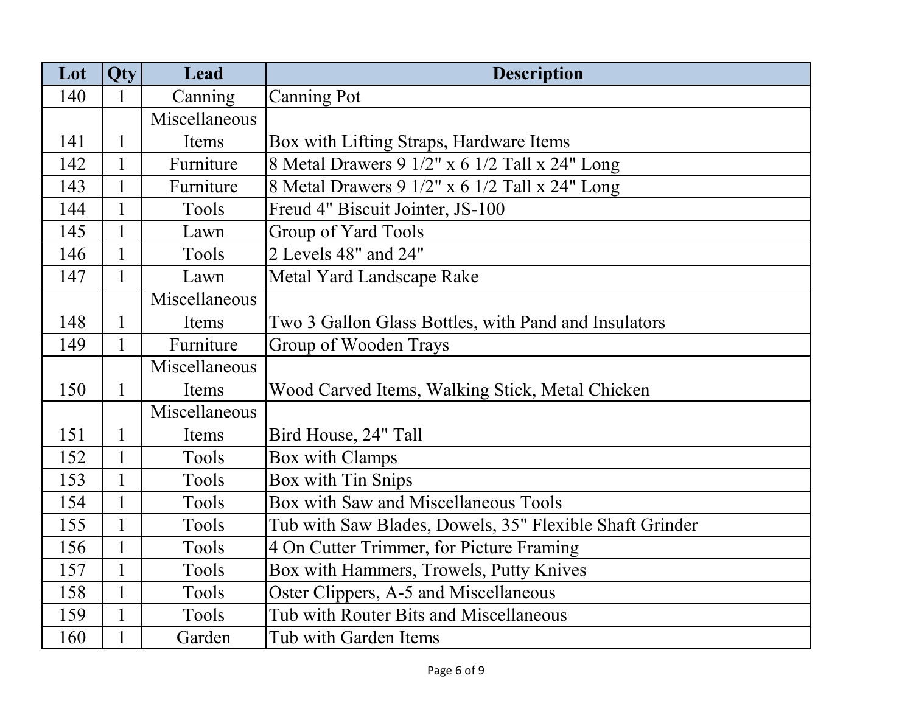| Lot | Qty | Lead | Description |
| --- | --- | --- | --- |
| 140 | 1 | Canning | Canning Pot |
| 141 | 1 | Miscellaneous Items | Box with Lifting Straps, Hardware Items |
| 142 | 1 | Furniture | 8 Metal Drawers 9 1/2" x 6 1/2 Tall x 24" Long |
| 143 | 1 | Furniture | 8 Metal Drawers 9 1/2" x 6 1/2 Tall x 24" Long |
| 144 | 1 | Tools | Freud 4" Biscuit Jointer, JS-100 |
| 145 | 1 | Lawn | Group of Yard Tools |
| 146 | 1 | Tools | 2 Levels 48" and 24" |
| 147 | 1 | Lawn | Metal Yard Landscape Rake |
| 148 | 1 | Miscellaneous Items | Two 3 Gallon Glass Bottles, with Pand and Insulators |
| 149 | 1 | Furniture | Group of Wooden Trays |
| 150 | 1 | Miscellaneous Items | Wood Carved Items, Walking Stick, Metal Chicken |
| 151 | 1 | Miscellaneous Items | Bird House, 24" Tall |
| 152 | 1 | Tools | Box with Clamps |
| 153 | 1 | Tools | Box with Tin Snips |
| 154 | 1 | Tools | Box with Saw and Miscellaneous Tools |
| 155 | 1 | Tools | Tub with Saw Blades, Dowels, 35" Flexible Shaft Grinder |
| 156 | 1 | Tools | 4 On Cutter Trimmer, for Picture Framing |
| 157 | 1 | Tools | Box with Hammers, Trowels, Putty Knives |
| 158 | 1 | Tools | Oster Clippers, A-5 and Miscellaneous |
| 159 | 1 | Tools | Tub with Router Bits and Miscellaneous |
| 160 | 1 | Garden | Tub with Garden Items |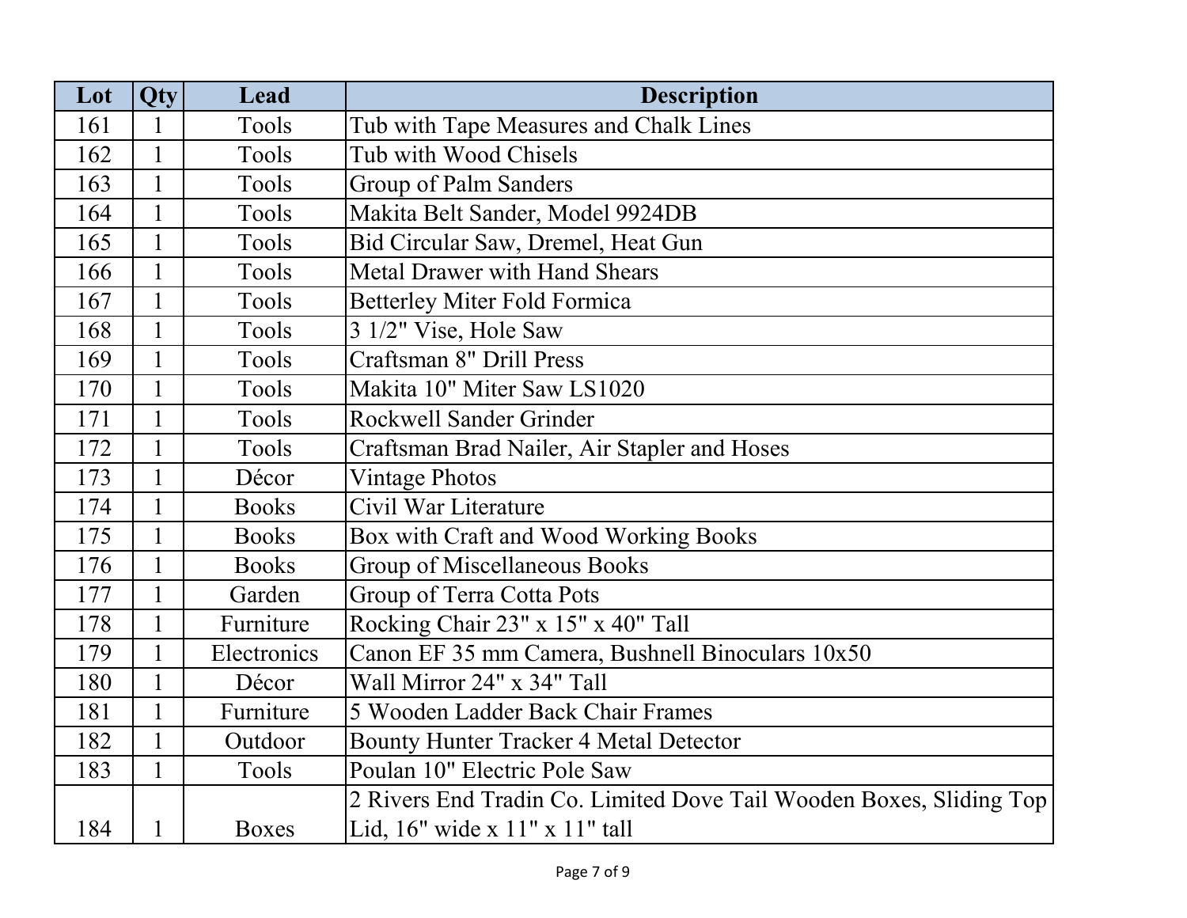| Lot | Qty | Lead | Description |
| --- | --- | --- | --- |
| 161 | 1 | Tools | Tub with Tape Measures and Chalk Lines |
| 162 | 1 | Tools | Tub with Wood Chisels |
| 163 | 1 | Tools | Group of Palm Sanders |
| 164 | 1 | Tools | Makita Belt Sander, Model 9924DB |
| 165 | 1 | Tools | Bid Circular Saw, Dremel, Heat Gun |
| 166 | 1 | Tools | Metal Drawer with Hand Shears |
| 167 | 1 | Tools | Betterley Miter Fold Formica |
| 168 | 1 | Tools | 3 1/2" Vise, Hole Saw |
| 169 | 1 | Tools | Craftsman 8" Drill Press |
| 170 | 1 | Tools | Makita 10" Miter Saw LS1020 |
| 171 | 1 | Tools | Rockwell Sander Grinder |
| 172 | 1 | Tools | Craftsman Brad Nailer, Air Stapler and Hoses |
| 173 | 1 | Décor | Vintage Photos |
| 174 | 1 | Books | Civil War Literature |
| 175 | 1 | Books | Box with Craft and Wood Working Books |
| 176 | 1 | Books | Group of Miscellaneous Books |
| 177 | 1 | Garden | Group of Terra Cotta Pots |
| 178 | 1 | Furniture | Rocking Chair 23" x 15" x 40" Tall |
| 179 | 1 | Electronics | Canon EF 35 mm Camera, Bushnell Binoculars 10x50 |
| 180 | 1 | Décor | Wall Mirror 24" x 34" Tall |
| 181 | 1 | Furniture | 5 Wooden Ladder Back Chair Frames |
| 182 | 1 | Outdoor | Bounty Hunter Tracker 4 Metal Detector |
| 183 | 1 | Tools | Poulan 10" Electric Pole Saw |
| 184 | 1 | Boxes | 2 Rivers End Tradin Co. Limited Dove Tail Wooden Boxes, Sliding Top Lid, 16" wide x 11" x 11" tall |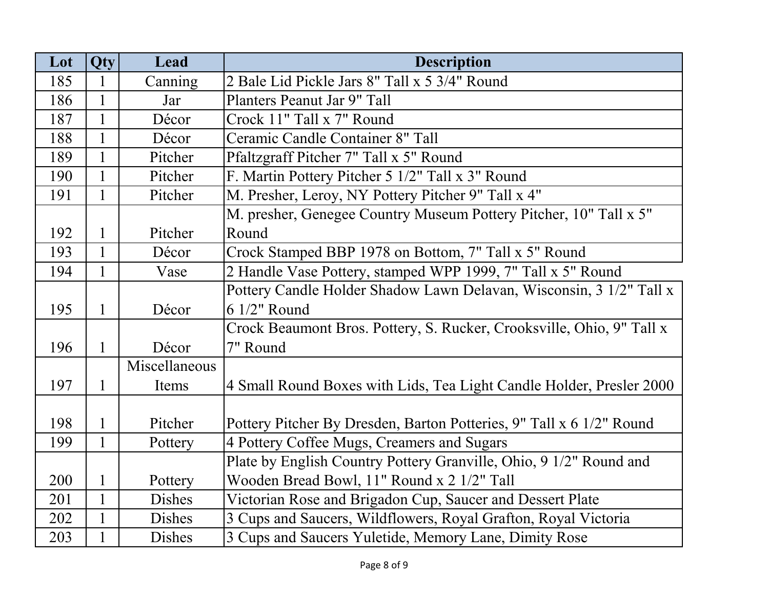| Lot | Qty | Lead | Description |
| --- | --- | --- | --- |
| 185 | 1 | Canning | 2 Bale Lid Pickle Jars 8" Tall x 5 3/4" Round |
| 186 | 1 | Jar | Planters Peanut Jar 9" Tall |
| 187 | 1 | Décor | Crock 11" Tall x 7" Round |
| 188 | 1 | Décor | Ceramic Candle Container 8" Tall |
| 189 | 1 | Pitcher | Pfaltzgraff Pitcher 7" Tall x 5" Round |
| 190 | 1 | Pitcher | F. Martin Pottery Pitcher 5 1/2" Tall x 3" Round |
| 191 | 1 | Pitcher | M. Presher, Leroy, NY Pottery Pitcher 9" Tall x 4" |
| 192 | 1 | Pitcher | M. presher, Genegee Country Museum Pottery Pitcher, 10" Tall x 5" Round |
| 193 | 1 | Décor | Crock Stamped BBP 1978 on Bottom, 7" Tall x 5" Round |
| 194 | 1 | Vase | 2 Handle Vase Pottery, stamped WPP 1999, 7" Tall x 5" Round |
| 195 | 1 | Décor | Pottery Candle Holder Shadow Lawn Delavan, Wisconsin, 3 1/2" Tall x 6 1/2" Round |
| 196 | 1 | Décor | Crock Beaumont Bros. Pottery, S. Rucker, Crooksville, Ohio, 9" Tall x 7" Round |
| 197 | 1 | Miscellaneous Items | 4 Small Round Boxes with Lids, Tea Light Candle Holder, Presler 2000 |
| 198 | 1 | Pitcher | Pottery Pitcher By Dresden, Barton Potteries, 9" Tall x 6 1/2" Round |
| 199 | 1 | Pottery | 4 Pottery Coffee Mugs, Creamers and Sugars |
| 200 | 1 | Pottery | Plate by English Country Pottery Granville, Ohio, 9 1/2" Round and Wooden Bread Bowl, 11" Round x 2 1/2" Tall |
| 201 | 1 | Dishes | Victorian Rose and Brigadon Cup, Saucer and Dessert Plate |
| 202 | 1 | Dishes | 3 Cups and Saucers, Wildflowers, Royal Grafton, Royal Victoria |
| 203 | 1 | Dishes | 3 Cups and Saucers Yuletide, Memory Lane, Dimity Rose |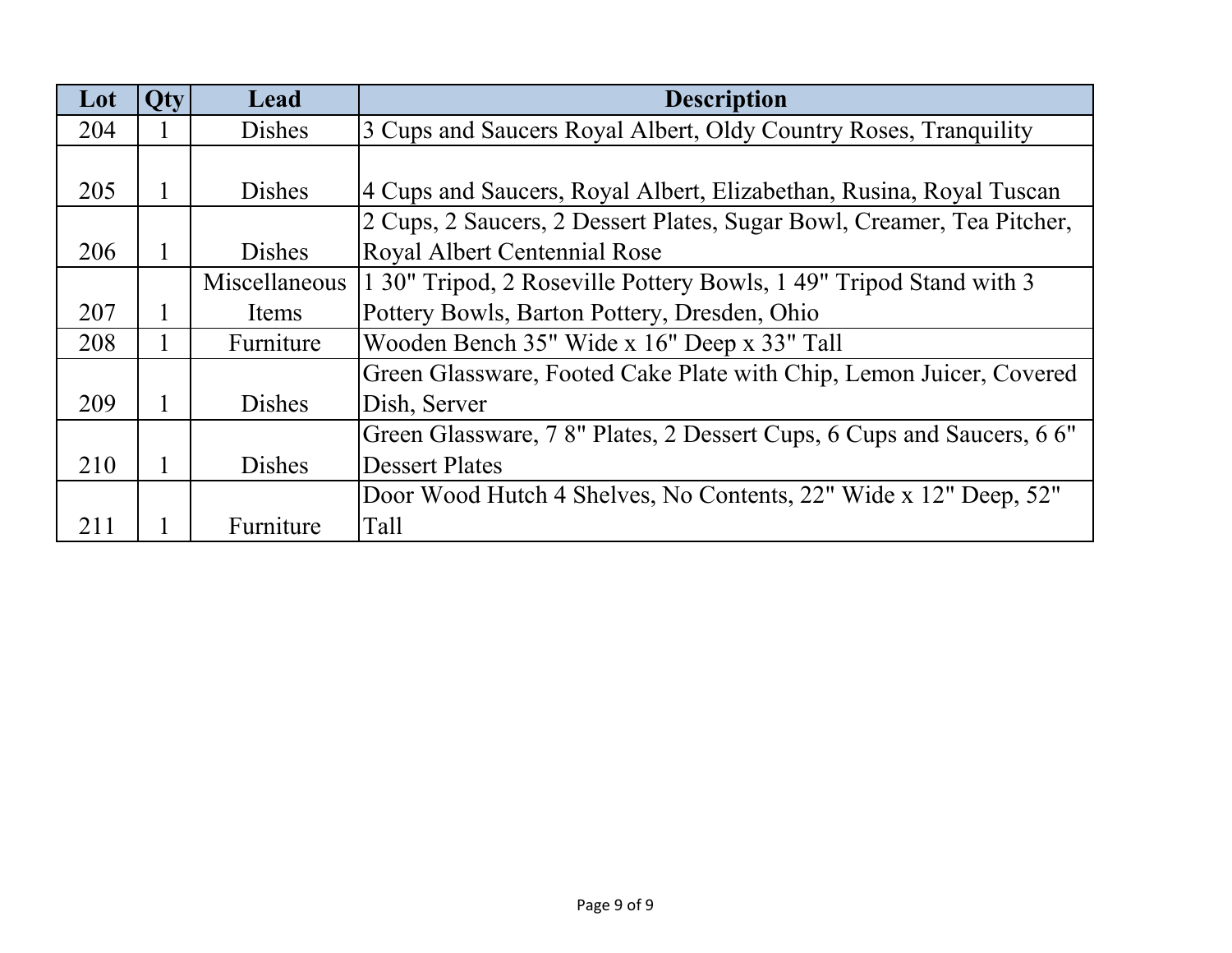| Lot | Qty | Lead | Description |
|---|---|---|---|
| 204 | 1 | Dishes | 3 Cups and Saucers Royal Albert, Oldy Country Roses, Tranquility |
| 205 | 1 | Dishes | 4 Cups and Saucers, Royal Albert, Elizabethan, Rusina, Royal Tuscan |
| 206 | 1 | Dishes | 2 Cups, 2 Saucers, 2 Dessert Plates, Sugar Bowl, Creamer, Tea Pitcher, Royal Albert Centennial Rose |
| 207 | 1 | Miscellaneous Items | 1 30" Tripod, 2 Roseville Pottery Bowls, 1 49" Tripod Stand with 3 Pottery Bowls, Barton Pottery, Dresden, Ohio |
| 208 | 1 | Furniture | Wooden Bench 35" Wide x 16" Deep x 33" Tall |
| 209 | 1 | Dishes | Green Glassware, Footed Cake Plate with Chip, Lemon Juicer, Covered Dish, Server |
| 210 | 1 | Dishes | Green Glassware, 7 8" Plates, 2 Dessert Cups, 6 Cups and Saucers, 6 6" Dessert Plates |
| 211 | 1 | Furniture | Door Wood Hutch 4 Shelves, No Contents, 22" Wide x 12" Deep, 52" Tall |